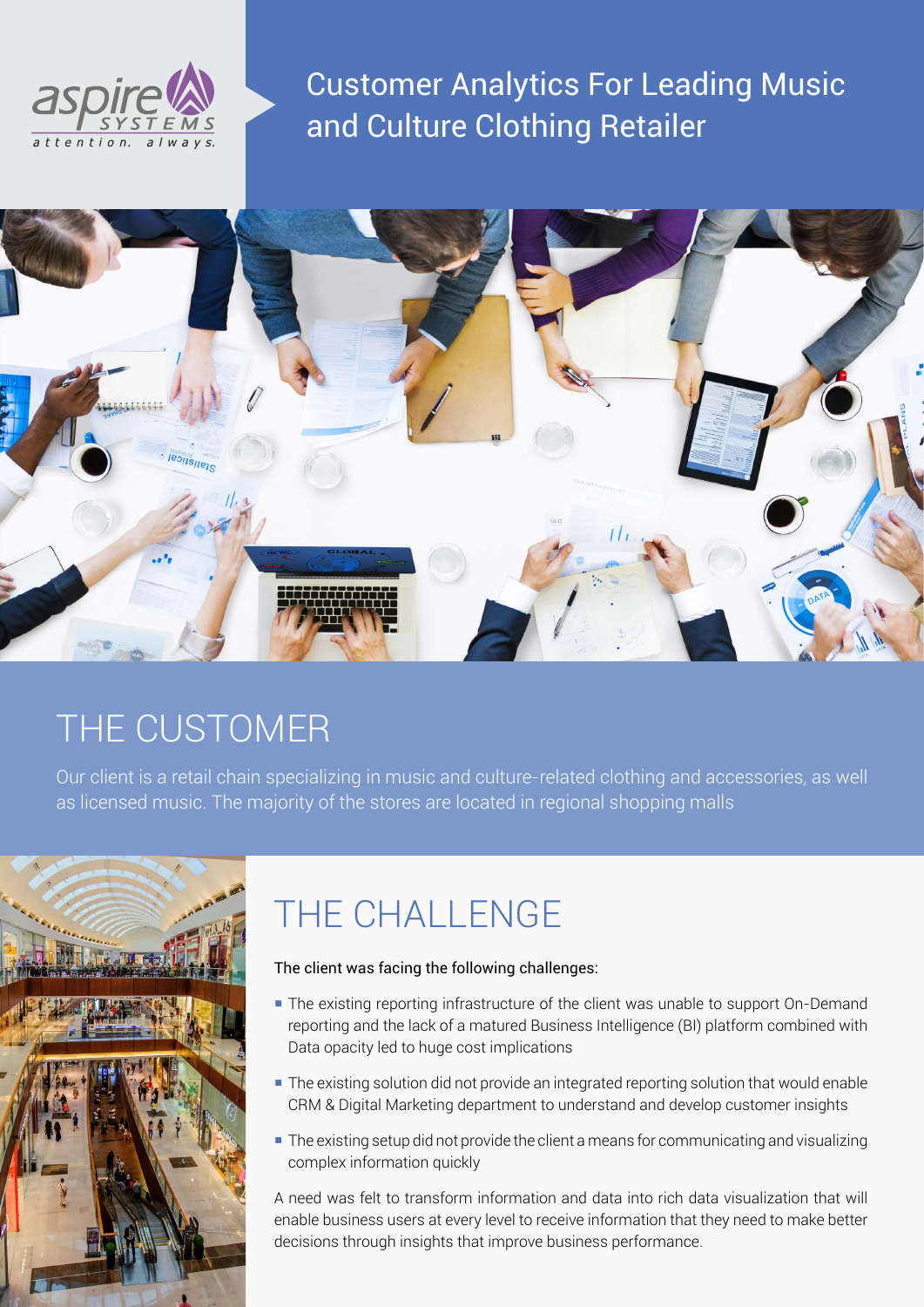# Customer Analytics For Leading Music and Culture Clothing Retailer

## THE CUSTOMER

Our client is a retail chain specializing in music and culture-related clothing and accessories, as well as licensed music. The majority of the stores are located in regional shopping malls

## THE CHALLENGE

The client was facing the following challenges:

- The existing reporting infrastructure of the client was unable to support On-Demand reporting and the lack of a matured Business Intelligence (BI) platform combined with Data opacity led to huge cost implications
- The existing solution did not provide an integrated reporting solution that would enable CRM & Digital Marketing department to understand and develop customer insights
- The existing setup did not provide the client a means for communicating and visualizing complex information quickly

A need was felt to transform information and data into rich data visualization that will enable business users at every level to receive information that they need to make better decisions through insights that improve business performance.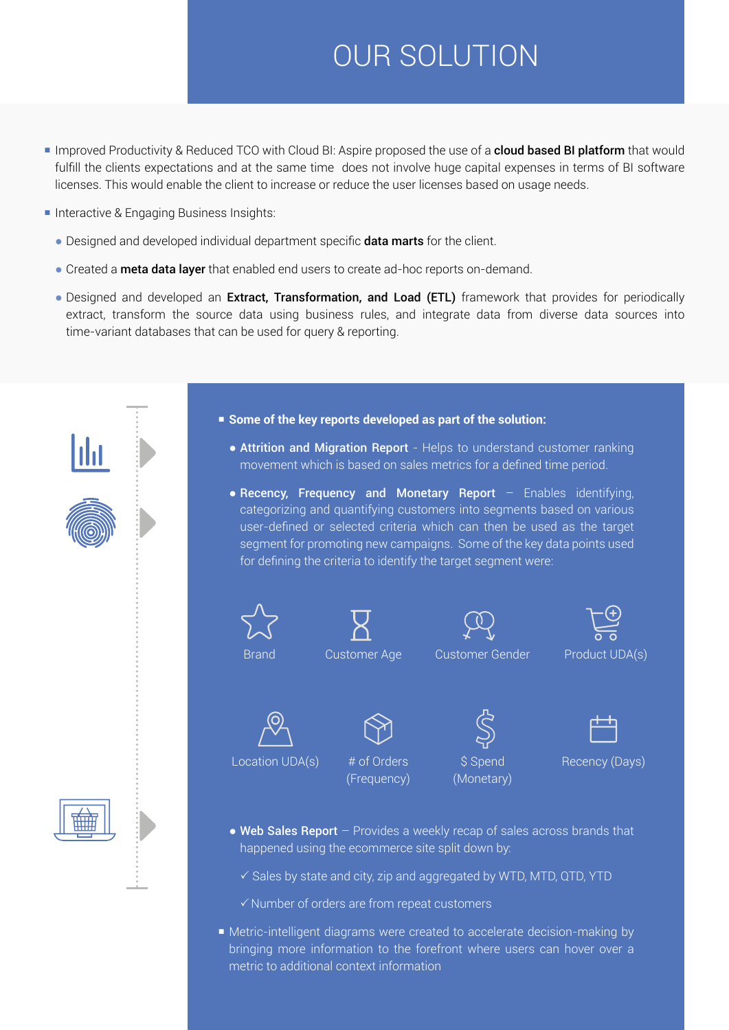# OUR SOLUTION

- Improved Productivity & Reduced TCO with Cloud BI: Aspire proposed the use of a **cloud based BI platform** that would fulfill the clients expectations and at the same time does not involve huge capital expenses in terms of BI software licenses. This would enable the client to increase or reduce the user licenses based on usage needs.
- Interactive & Engaging Business Insights:
  - Designed and developed individual department specific **data marts** for the client.
  - Created a **meta data layer** that enabled end users to create ad-hoc reports on-demand.
  - Designed and developed an **Extract, Transformation, and Load (ETL)** framework that provides for periodically extract, transform the source data using business rules, and integrate data from diverse data sources into time-variant databases that can be used for query & reporting.

- **Some of the key reports developed as part of the solution:**
  - **Attrition and Migration Report** - Helps to understand customer ranking movement which is based on sales metrics for a defined time period.
  - **Recency, Frequency and Monetary Report** – Enables identifying, categorizing and quantifying customers into segments based on various user-defined or selected criteria which can then be used as the target segment for promoting new campaigns. Some of the key data points used for defining the criteria to identify the target segment were:
    - Brand
    - Customer Age
    - Customer Gender
    - Product UDA(s)
    - Location UDA(s)
    - # of Orders (Frequency)
    - $ Spend (Monetary)
    - Recency (Days)
  - **Web Sales Report** – Provides a weekly recap of sales across brands that happened using the ecommerce site split down by:
    - ✓ Sales by state and city, zip and aggregated by WTD, MTD, QTD, YTD
    - ✓ Number of orders are from repeat customers
- Metric-intelligent diagrams were created to accelerate decision-making by bringing more information to the forefront where users can hover over a metric to additional context information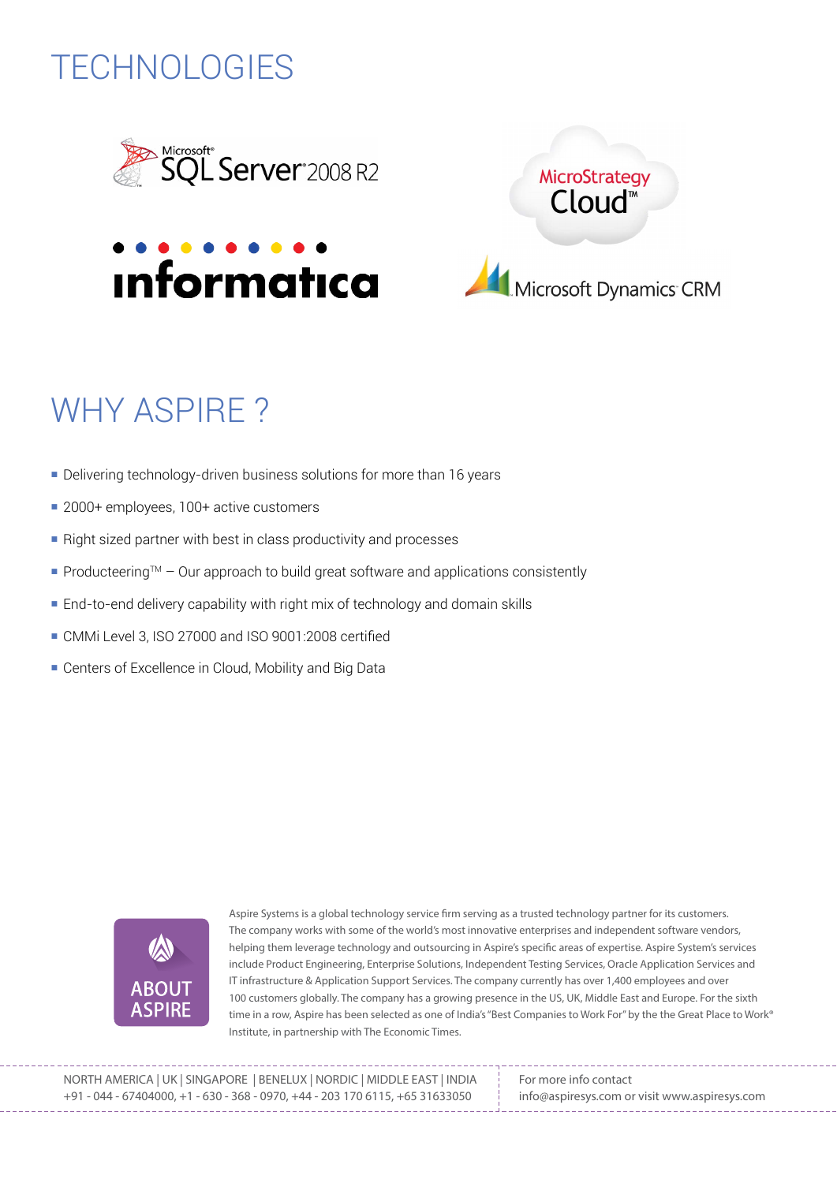# TECHNOLOGIES

Microsoft® SQL Server® 2008 R2

MicroStrategy Cloud™

informatica

Microsoft Dynamics® CRM

# WHY ASPIRE ?

- Delivering technology-driven business solutions for more than 16 years
- 2000+ employees, 100+ active customers
- Right sized partner with best in class productivity and processes
- Producteering™ – Our approach to build great software and applications consistently
- End-to-end delivery capability with right mix of technology and domain skills
- CMMi Level 3, ISO 27000 and ISO 9001:2008 certified
- Centers of Excellence in Cloud, Mobility and Big Data

## ABOUT ASPIRE

Aspire Systems is a global technology service firm serving as a trusted technology partner for its customers. The company works with some of the world's most innovative enterprises and independent software vendors, helping them leverage technology and outsourcing in Aspire's specific areas of expertise. Aspire System's services include Product Engineering, Enterprise Solutions, Independent Testing Services, Oracle Application Services and IT infrastructure & Application Support Services. The company currently has over 1,400 employees and over 100 customers globally. The company has a growing presence in the US, UK, Middle East and Europe. For the sixth time in a row, Aspire has been selected as one of India's "Best Companies to Work For" by the the Great Place to Work® Institute, in partnership with The Economic Times.

NORTH AMERICA | UK | SINGAPORE | BENELUX | NORDIC | MIDDLE EAST | INDIA
+91 - 044 - 67404000, +1 - 630 - 368 - 0970, +44 - 203 170 6115, +65 31633050

For more info contact
info@aspiresys.com or visit www.aspiresys.com